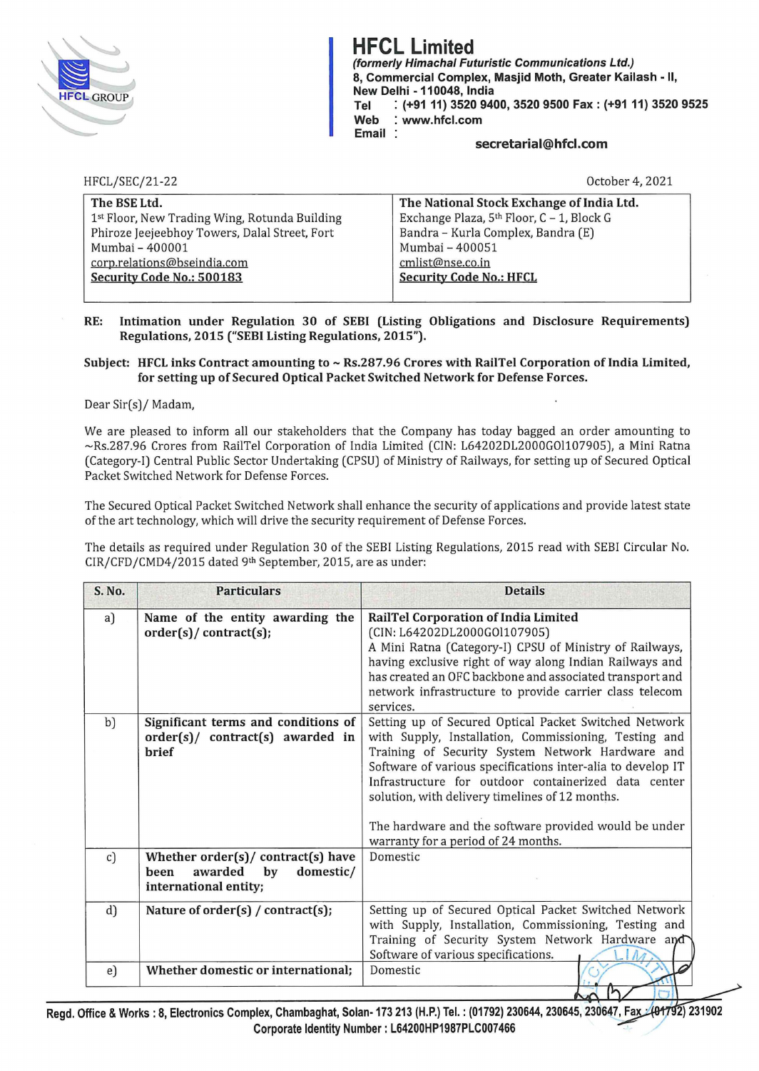# HFCL Limited

*(formerly Himachal Futuristic Communications Ltd.)*
**8, Commercial Complex, Masjid Moth, Greater Kailash - II, New Delhi - 110048, India**
**Tel : (+91 11) 3520 9400, 3520 9500 Fax : (+91 11) 3520 9525**
**Web : www.hfcl.com**
**Email : secretarial@hfcl.com**

HFCL/SEC/21-22

October 4, 2021

| **The BSE Ltd.** | **The National Stock Exchange of India Ltd.** |
|---|---|
| 1st Floor, New Trading Wing, Rotunda Building | Exchange Plaza, 5th Floor, C – 1, Block G |
| Phiroze Jeejeebhoy Towers, Dalal Street, Fort | Bandra – Kurla Complex, Bandra (E) |
| Mumbai – 400001 | Mumbai – 400051 |
| corp.relations@bseindia.com | cmlist@nse.co.in |
| **Security Code No.: 500183** | **Security Code No.: HFCL** |

**RE: Intimation under Regulation 30 of SEBI (Listing Obligations and Disclosure Requirements) Regulations, 2015 ("SEBI Listing Regulations, 2015").**

**Subject: HFCL inks Contract amounting to ~ Rs.287.96 Crores with RailTel Corporation of India Limited, for setting up of Secured Optical Packet Switched Network for Defense Forces.**

Dear Sir(s)/ Madam,

We are pleased to inform all our stakeholders that the Company has today bagged an order amounting to ~Rs.287.96 Crores from RailTel Corporation of India Limited (CIN: L64202DL2000GOI107905), a Mini Ratna (Category-I) Central Public Sector Undertaking (CPSU) of Ministry of Railways, for setting up of Secured Optical Packet Switched Network for Defense Forces.

The Secured Optical Packet Switched Network shall enhance the security of applications and provide latest state of the art technology, which will drive the security requirement of Defense Forces.

The details as required under Regulation 30 of the SEBI Listing Regulations, 2015 read with SEBI Circular No. CIR/CFD/CMD4/2015 dated 9th September, 2015, are as under:

| S. No. | Particulars | Details |
|---|---|---|
| a) | **Name of the entity awarding the order(s)/ contract(s);** | **RailTel Corporation of India Limited** (CIN: L64202DL2000GOI107905) A Mini Ratna (Category-I) CPSU of Ministry of Railways, having exclusive right of way along Indian Railways and has created an OFC backbone and associated transport and network infrastructure to provide carrier class telecom services. |
| b) | **Significant terms and conditions of order(s)/ contract(s) awarded in brief** | Setting up of Secured Optical Packet Switched Network with Supply, Installation, Commissioning, Testing and Training of Security System Network Hardware and Software of various specifications inter-alia to develop IT Infrastructure for outdoor containerized data center solution, with delivery timelines of 12 months. The hardware and the software provided would be under warranty for a period of 24 months. |
| c) | **Whether order(s)/ contract(s) have been awarded by domestic/ international entity;** | Domestic |
| d) | **Nature of order(s) / contract(s);** | Setting up of Secured Optical Packet Switched Network with Supply, Installation, Commissioning, Testing and Training of Security System Network Hardware and Software of various specifications. |
| e) | **Whether domestic or international;** | Domestic |

**Regd. Office & Works : 8, Electronics Complex, Chambaghat, Solan- 173 213 (H.P.) Tel. : (01792) 230644, 230645, 230647, Fax : (01792) 231902**
**Corporate Identity Number : L64200HP1987PLC007466**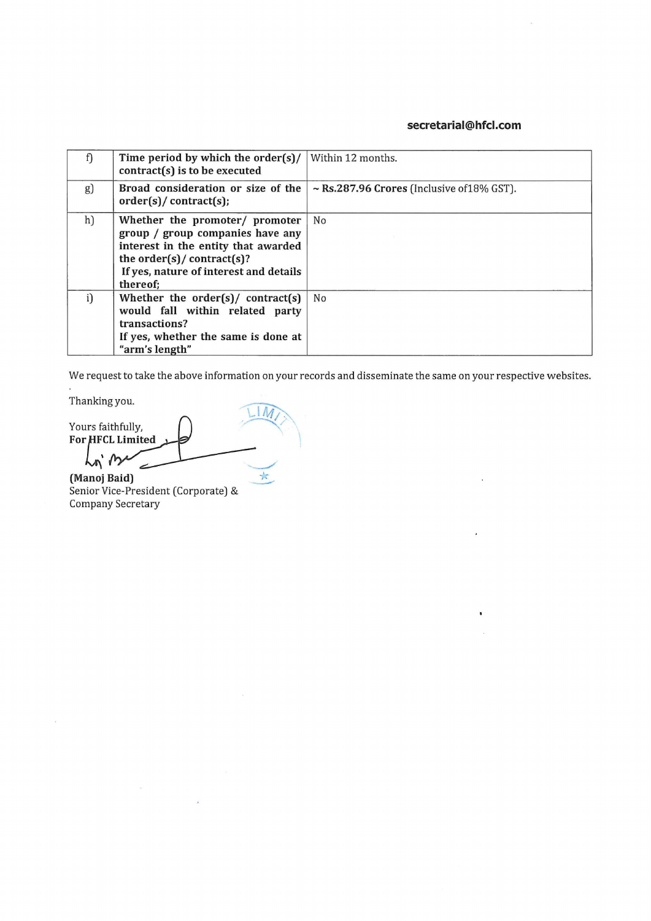secretarial@hfcl.com

| | | |
|---|---|---|
| f) | **Time period by which the order(s)/ contract(s) is to be executed** | Within 12 months. |
| g) | **Broad consideration or size of the order(s)/ contract(s);** | ~ **Rs.287.96 Crores** (Inclusive of18% GST). |
| h) | **Whether the promoter/ promoter group / group companies have any interest in the entity that awarded the order(s)/ contract(s)? If yes, nature of interest and details thereof;** | No |
| i) | **Whether the order(s)/ contract(s) would fall within related party transactions? If yes, whether the same is done at "arm's length"** | No |

We request to take the above information on your records and disseminate the same on your respective websites.

Thanking you.

Yours faithfully,
**For HFCL Limited**

**(Manoj Baid)**
Senior Vice-President (Corporate) &
Company Secretary